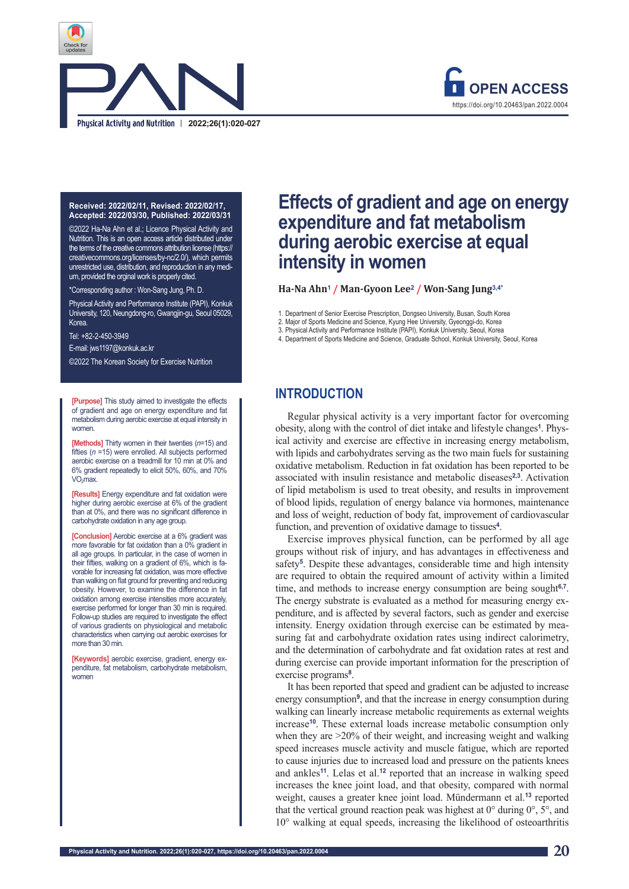# Effects of gradient and age on energy expenditure and fat metabolism during aerobic exercise at equal intensity in women

Ha-Na Ahn[1] / Man-Gyoon Lee[2] / Won-Sang Jung[3,4*]

1. Department of Senior Exercise Prescription, Dongseo University, Busan, South Korea
2. Major of Sports Medicine and Science, Kyung Hee University, Gyeonggi-do, Korea
3. Physical Activity and Performance Institute (PAPI), Konkuk University, Seoul, Korea
4. Department of Sports Medicine and Science, Graduate School, Konkuk University, Seoul, Korea

**Received: 2022/02/11, Revised: 2022/02/17, Accepted: 2022/03/30, Published: 2022/03/31**

©2022 Ha-Na Ahn et al.; Licence Physical Activity and Nutrition. This is an open access article distributed under the terms of the creative commons attribution license (https://creativecommons.org/licenses/by-nc/2.0/), which permits unrestricted use, distribution, and reproduction in any medium, provided the orginal work is properly cited.

*Corresponding author : Won-Sang Jung, Ph. D.

Physical Activity and Performance Institute (PAPI), Konkuk University, 120, Neungdong-ro, Gwangjin-gu, Seoul 05029, Korea.

Tel: +82-2-450-3949

E-mail: jws1197@konkuk.ac.kr

©2022 The Korean Society for Exercise Nutrition

**[Purpose]** This study aimed to investigate the effects of gradient and age on energy expenditure and fat metabolism during aerobic exercise at equal intensity in women.

**[Methods]** Thirty women in their twenties (*n*=15) and fifties (*n* =15) were enrolled. All subjects performed aerobic exercise on a treadmill for 10 min at 0% and 6% gradient repeatedly to elicit 50%, 60%, and 70% $VO_2max$.

**[Results]** Energy expenditure and fat oxidation were higher during aerobic exercise at 6% of the gradient than at 0%, and there was no significant difference in carbohydrate oxidation in any age group.

**[Conclusion]** Aerobic exercise at a 6% gradient was more favorable for fat oxidation than a 0% gradient in all age groups. In particular, in the case of women in their fifties, walking on a gradient of 6%, which is favorable for increasing fat oxidation, was more effective than walking on flat ground for preventing and reducing obesity. However, to examine the difference in fat oxidation among exercise intensities more accurately, exercise performed for longer than 30 min is required. Follow-up studies are required to investigate the effect of various gradients on physiological and metabolic characteristics when carrying out aerobic exercises for more than 30 min.

**[Keywords]** aerobic exercise, gradient, energy expenditure, fat metabolism, carbohydrate metabolism, women

## INTRODUCTION

Regular physical activity is a very important factor for overcoming obesity, along with the control of diet intake and lifestyle changes[1]. Physical activity and exercise are effective in increasing energy metabolism, with lipids and carbohydrates serving as the two main fuels for sustaining oxidative metabolism. Reduction in fat oxidation has been reported to be associated with insulin resistance and metabolic diseases[2,3]. Activation of lipid metabolism is used to treat obesity, and results in improvement of blood lipids, regulation of energy balance via hormones, maintenance and loss of weight, reduction of body fat, improvement of cardiovascular function, and prevention of oxidative damage to tissues[4].

Exercise improves physical function, can be performed by all age groups without risk of injury, and has advantages in effectiveness and safety[5]. Despite these advantages, considerable time and high intensity are required to obtain the required amount of activity within a limited time, and methods to increase energy consumption are being sought[6,7]. The energy substrate is evaluated as a method for measuring energy expenditure, and is affected by several factors, such as gender and exercise intensity. Energy oxidation through exercise can be estimated by measuring fat and carbohydrate oxidation rates using indirect calorimetry, and the determination of carbohydrate and fat oxidation rates at rest and during exercise can provide important information for the prescription of exercise programs[8].

It has been reported that speed and gradient can be adjusted to increase energy consumption[9], and that the increase in energy consumption during walking can linearly increase metabolic requirements as external weights increase[10]. These external loads increase metabolic consumption only when they are >20% of their weight, and increasing weight and walking speed increases muscle activity and muscle fatigue, which are reported to cause injuries due to increased load and pressure on the patients knees and ankles[11]. Lelas et al.[12] reported that an increase in walking speed increases the knee joint load, and that obesity, compared with normal weight, causes a greater knee joint load. Mündermann et al.[13] reported that the vertical ground reaction peak was highest at 0° during 0°, 5°, and 10° walking at equal speeds, increasing the likelihood of osteoarthritis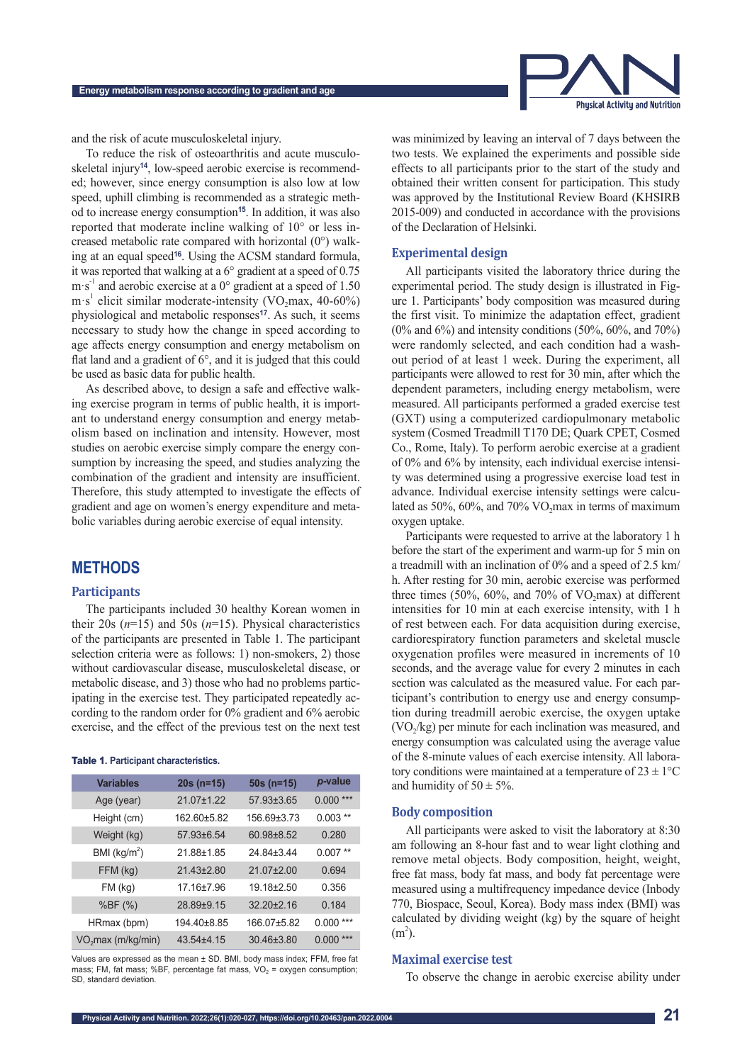and the risk of acute musculoskeletal injury.

To reduce the risk of osteoarthritis and acute musculoskeletal injury[14], low-speed aerobic exercise is recommended; however, since energy consumption is also low at low speed, uphill climbing is recommended as a strategic method to increase energy consumption[15]. In addition, it was also reported that moderate incline walking of 10° or less increased metabolic rate compared with horizontal (0°) walking at an equal speed[16]. Using the ACSM standard formula, it was reported that walking at a 6° gradient at a speed of 0.75 $m·s^{-1}$ and aerobic exercise at a 0° gradient at a speed of 1.50 $m·s^{-1}$ elicit similar moderate-intensity ($VO_2$max, 40-60%) physiological and metabolic responses[17]. As such, it seems necessary to study how the change in speed according to age affects energy consumption and energy metabolism on flat land and a gradient of 6°, and it is judged that this could be used as basic data for public health.

As described above, to design a safe and effective walking exercise program in terms of public health, it is important to understand energy consumption and energy metabolism based on inclination and intensity. However, most studies on aerobic exercise simply compare the energy consumption by increasing the speed, and studies analyzing the combination of the gradient and intensity are insufficient. Therefore, this study attempted to investigate the effects of gradient and age on women's energy expenditure and metabolic variables during aerobic exercise of equal intensity.

## METHODS

### Participants

The participants included 30 healthy Korean women in their 20s (*n*=15) and 50s (*n*=15). Physical characteristics of the participants are presented in Table 1. The participant selection criteria were as follows: 1) non-smokers, 2) those without cardiovascular disease, musculoskeletal disease, or metabolic disease, and 3) those who had no problems participating in the exercise test. They participated repeatedly according to the random order for 0% gradient and 6% aerobic exercise, and the effect of the previous test on the next test was minimized by leaving an interval of 7 days between the two tests. We explained the experiments and possible side effects to all participants prior to the start of the study and obtained their written consent for participation. This study was approved by the Institutional Review Board (KHSIRB 2015-009) and conducted in accordance with the provisions of the Declaration of Helsinki.

**Table 1.** Participant characteristics.

| Variables | 20s (n=15) | 50s (n=15) | *p*-value |
|---|---|---|---|
| Age (year) | 21.07±1.22 | 57.93±3.65 | 0.000 *** |
| Height (cm) | 162.60±5.82 | 156.69±3.73 | 0.003 ** |
| Weight (kg) | 57.93±6.54 | 60.98±8.52 | 0.280 |
| BMI ($kg/m^2$) | 21.88±1.85 | 24.84±3.44 | 0.007 ** |
| FFM (kg) | 21.43±2.80 | 21.07±2.00 | 0.694 |
| FM (kg) | 17.16±7.96 | 19.18±2.50 | 0.356 |
| %BF (%) | 28.89±9.15 | 32.20±2.16 | 0.184 |
| HRmax (bpm) | 194.40±8.85 | 166.07±5.82 | 0.000 *** |
| $VO_2$max (m/kg/min) | 43.54±4.15 | 30.46±3.80 | 0.000 *** |

Values are expressed as the mean ± SD. BMI, body mass index; FFM, free fat mass; FM, fat mass; %BF, percentage fat mass, $VO_2$ = oxygen consumption; SD, standard deviation.

### Experimental design

All participants visited the laboratory thrice during the experimental period. The study design is illustrated in Figure 1. Participants' body composition was measured during the first visit. To minimize the adaptation effect, gradient (0% and 6%) and intensity conditions (50%, 60%, and 70%) were randomly selected, and each condition had a washout period of at least 1 week. During the experiment, all participants were allowed to rest for 30 min, after which the dependent parameters, including energy metabolism, were measured. All participants performed a graded exercise test (GXT) using a computerized cardiopulmonary metabolic system (Cosmed Treadmill T170 DE; Quark CPET, Cosmed Co., Rome, Italy). To perform aerobic exercise at a gradient of 0% and 6% by intensity, each individual exercise intensity was determined using a progressive exercise load test in advance. Individual exercise intensity settings were calculated as 50%, 60%, and 70% $VO_2$max in terms of maximum oxygen uptake.

Participants were requested to arrive at the laboratory 1 h before the start of the experiment and warm-up for 5 min on a treadmill with an inclination of 0% and a speed of 2.5 km/h. After resting for 30 min, aerobic exercise was performed three times (50%, 60%, and 70% of $VO_2$max) at different intensities for 10 min at each exercise intensity, with 1 h of rest between each. For data acquisition during exercise, cardiorespiratory function parameters and skeletal muscle oxygenation profiles were measured in increments of 10 seconds, and the average value for every 2 minutes in each section was calculated as the measured value. For each participant's contribution to energy use and energy consumption during treadmill aerobic exercise, the oxygen uptake ($VO_2$/kg) per minute for each inclination was measured, and energy consumption was calculated using the average value of the 8-minute values of each exercise intensity. All laboratory conditions were maintained at a temperature of 23 ± 1°C and humidity of 50 ± 5%.

### Body composition

All participants were asked to visit the laboratory at 8:30 am following an 8-hour fast and to wear light clothing and remove metal objects. Body composition, height, weight, free fat mass, body fat mass, and body fat percentage were measured using a multifrequency impedance device (Inbody 770, Biospace, Seoul, Korea). Body mass index (BMI) was calculated by dividing weight (kg) by the square of height ($m^2$).

### Maximal exercise test

To observe the change in aerobic exercise ability under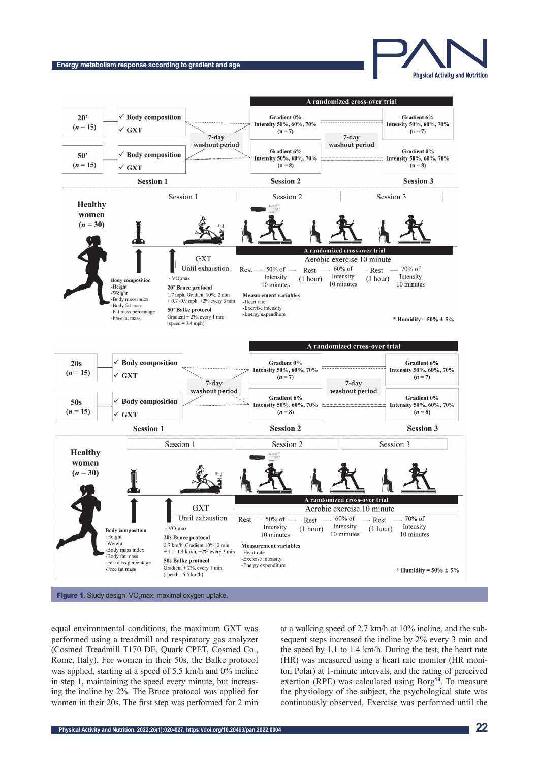Figure 1. Study design. $VO_2$max, maximal oxygen uptake.

equal environmental conditions, the maximum GXT was performed using a treadmill and respiratory gas analyzer (Cosmed Treadmill T170 DE, Quark CPET, Cosmed Co., Rome, Italy). For women in their 50s, the Balke protocol was applied, starting at a speed of 5.5 km/h and 0% incline in step 1, maintaining the speed every minute, but increasing the incline by 2%. The Bruce protocol was applied for women in their 20s. The first step was performed for 2 min at a walking speed of 2.7 km/h at 10% incline, and the subsequent steps increased the incline by 2% every 3 min and the speed by 1.1 to 1.4 km/h. During the test, the heart rate (HR) was measured using a heart rate monitor (HR monitor, Polar) at 1-minute intervals, and the rating of perceived exertion (RPE) was calculated using Borg[18]. To measure the physiology of the subject, the psychological state was continuously observed. Exercise was performed until the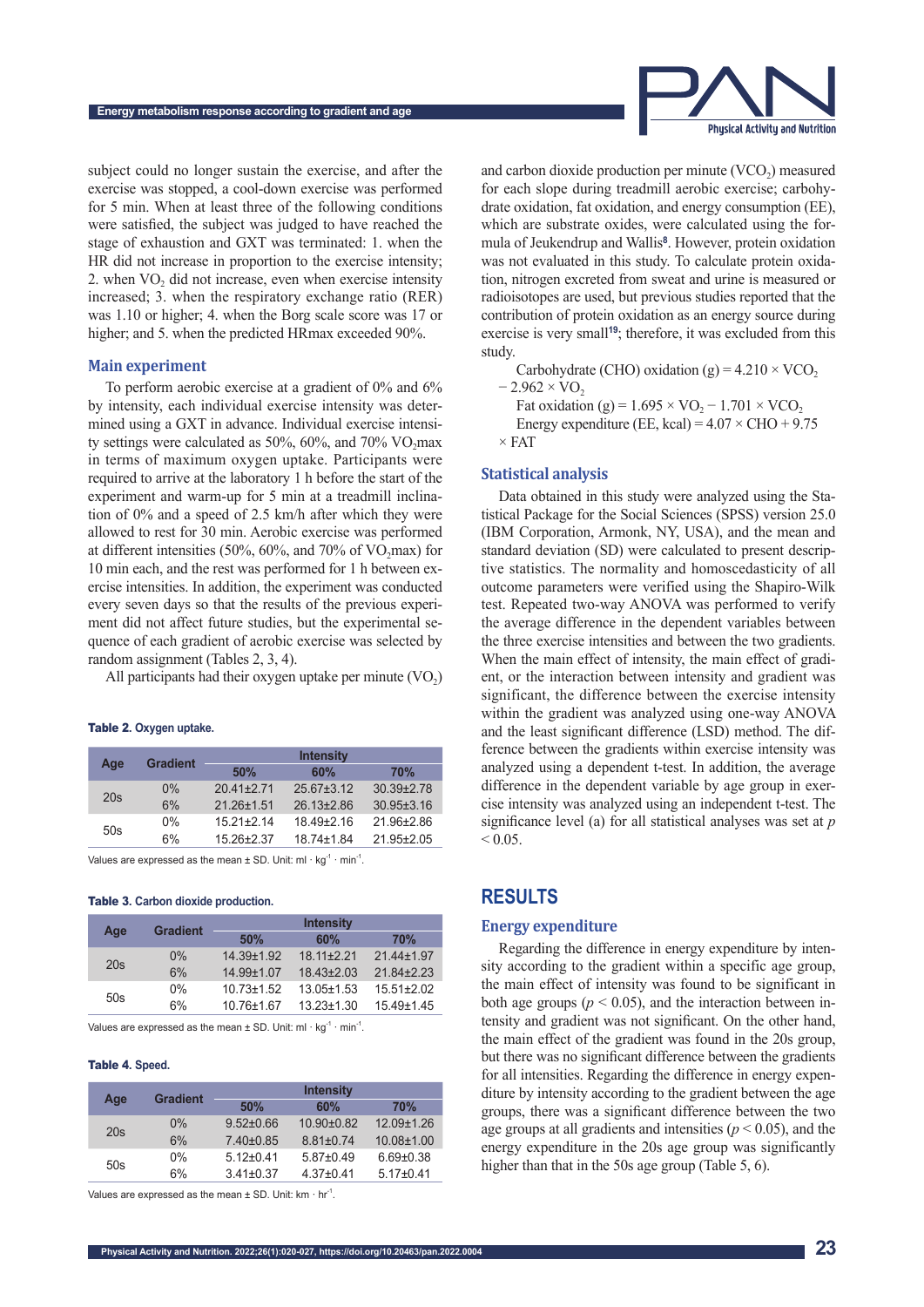subject could no longer sustain the exercise, and after the exercise was stopped, a cool-down exercise was performed for 5 min. When at least three of the following conditions were satisfied, the subject was judged to have reached the stage of exhaustion and GXT was terminated: 1. when the HR did not increase in proportion to the exercise intensity; 2. when $VO_2$ did not increase, even when exercise intensity increased; 3. when the respiratory exchange ratio (RER) was 1.10 or higher; 4. when the Borg scale score was 17 or higher; and 5. when the predicted HRmax exceeded 90%.

### Main experiment

To perform aerobic exercise at a gradient of 0% and 6% by intensity, each individual exercise intensity was determined using a GXT in advance. Individual exercise intensity settings were calculated as 50%, 60%, and 70% $VO_2$max in terms of maximum oxygen uptake. Participants were required to arrive at the laboratory 1 h before the start of the experiment and warm-up for 5 min at a treadmill inclination of 0% and a speed of 2.5 km/h after which they were allowed to rest for 30 min. Aerobic exercise was performed at different intensities (50%, 60%, and 70% of $VO_2$max) for 10 min each, and the rest was performed for 1 h between exercise intensities. In addition, the experiment was conducted every seven days so that the results of the previous experiment did not affect future studies, but the experimental sequence of each gradient of aerobic exercise was selected by random assignment (Tables 2, 3, 4).

All participants had their oxygen uptake per minute ($VO_2$) and carbon dioxide production per minute ($VCO_2$) measured for each slope during treadmill aerobic exercise; carbohydrate oxidation, fat oxidation, and energy consumption (EE), which are substrate oxides, were calculated using the formula of Jeukendrup and Wallis[8]. However, protein oxidation was not evaluated in this study. To calculate protein oxidation, nitrogen excreted from sweat and urine is measured or radioisotopes are used, but previous studies reported that the contribution of protein oxidation as an energy source during exercise is very small[19]; therefore, it was excluded from this study.

Carbohydrate (CHO) oxidation (g) = $4.210 \times VCO_2 - 2.962 \times VO_2$

Fat oxidation (g) = $1.695 \times VO_2 - 1.701 \times VCO_2$

Energy expenditure (EE, kcal) = $4.07 \times CHO + 9.75 \times FAT$

**Table 2.** Oxygen uptake.

| Age | Gradient | Intensity | | |
|---|---|---|---|---|
| | | 50% | 60% | 70% |
| 20s | 0% | 20.41±2.71 | 25.67±3.12 | 30.39±2.78 |
| | 6% | 21.26±1.51 | 26.13±2.86 | 30.95±3.16 |
| 50s | 0% | 15.21±2.14 | 18.49±2.16 | 21.96±2.86 |
| | 6% | 15.26±2.37 | 18.74±1.84 | 21.95±2.05 |

Values are expressed as the mean ± SD. Unit: ml · kg$^{-1}$ · min$^{-1}$.

**Table 3.** Carbon dioxide production.

| Age | Gradient | Intensity | | |
|---|---|---|---|---|
| | | 50% | 60% | 70% |
| 20s | 0% | 14.39±1.92 | 18.11±2.21 | 21.44±1.97 |
| | 6% | 14.99±1.07 | 18.43±2.03 | 21.84±2.23 |
| 50s | 0% | 10.73±1.52 | 13.05±1.53 | 15.51±2.02 |
| | 6% | 10.76±1.67 | 13.23±1.30 | 15.49±1.45 |

Values are expressed as the mean ± SD. Unit: ml · kg$^{-1}$ · min$^{-1}$.

**Table 4.** Speed.

| Age | Gradient | Intensity | | |
|---|---|---|---|---|
| | | 50% | 60% | 70% |
| 20s | 0% | 9.52±0.66 | 10.90±0.82 | 12.09±1.26 |
| | 6% | 7.40±0.85 | 8.81±0.74 | 10.08±1.00 |
| 50s | 0% | 5.12±0.41 | 5.87±0.49 | 6.69±0.38 |
| | 6% | 3.41±0.37 | 4.37±0.41 | 5.17±0.41 |

Values are expressed as the mean ± SD. Unit: km · hr$^{-1}$.

### Statistical analysis

Data obtained in this study were analyzed using the Statistical Package for the Social Sciences (SPSS) version 25.0 (IBM Corporation, Armonk, NY, USA), and the mean and standard deviation (SD) were calculated to present descriptive statistics. The normality and homoscedasticity of all outcome parameters were verified using the Shapiro-Wilk test. Repeated two-way ANOVA was performed to verify the average difference in the dependent variables between the three exercise intensities and between the two gradients. When the main effect of intensity, the main effect of gradient, or the interaction between intensity and gradient was significant, the difference between the exercise intensity within the gradient was analyzed using one-way ANOVA and the least significant difference (LSD) method. The difference between the gradients within exercise intensity was analyzed using a dependent t-test. In addition, the average difference in the dependent variable by age group in exercise intensity was analyzed using an independent t-test. The significance level (a) for all statistical analyses was set at $p < 0.05$.

## RESULTS

### Energy expenditure

Regarding the difference in energy expenditure by intensity according to the gradient within a specific age group, the main effect of intensity was found to be significant in both age groups ($p < 0.05$), and the interaction between intensity and gradient was not significant. On the other hand, the main effect of the gradient was found in the 20s group, but there was no significant difference between the gradients for all intensities. Regarding the difference in energy expenditure by intensity according to the gradient between the age groups, there was a significant difference between the two age groups at all gradients and intensities ($p < 0.05$), and the energy expenditure in the 20s age group was significantly higher than that in the 50s age group (Table 5, 6).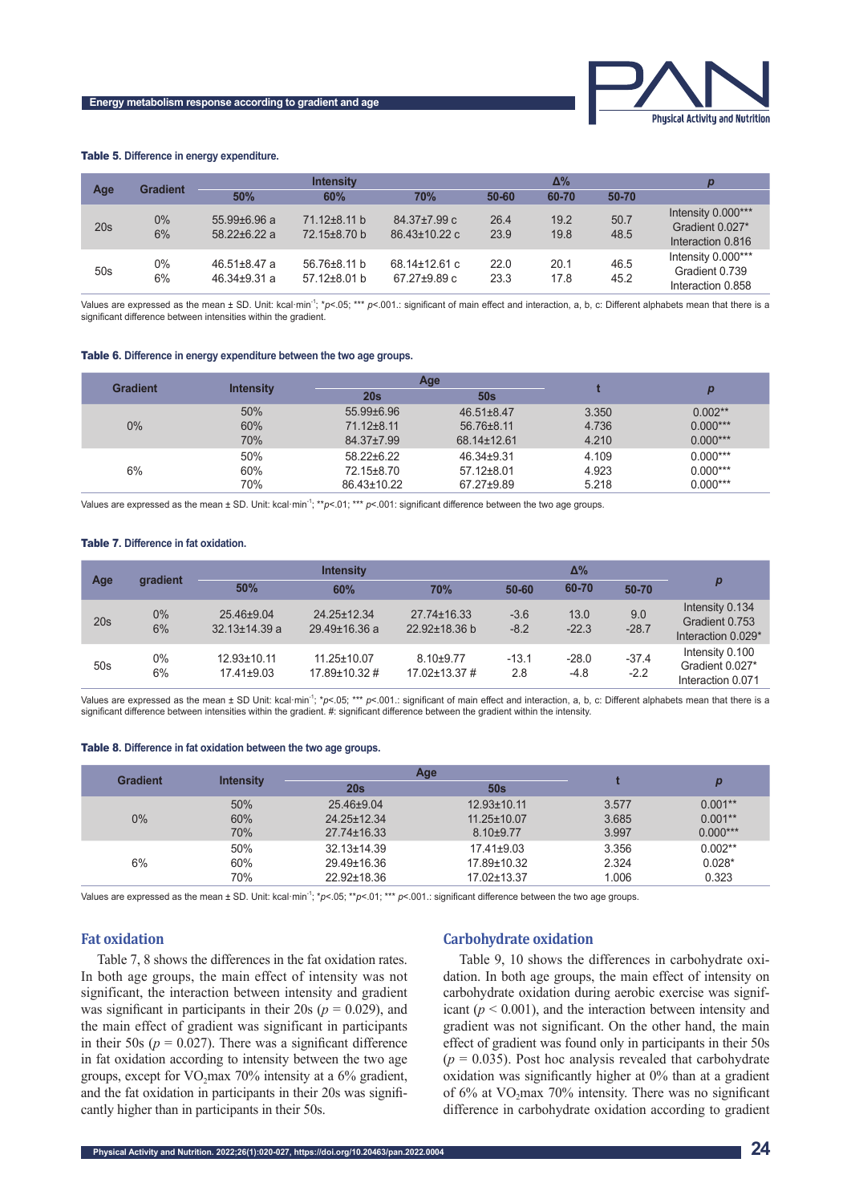**Table 5.** Difference in energy expenditure.

| Age | Gradient | Intensity | | | Δ% | | | p |
|---|---|---|---|---|---|---|---|---|
| | | 50% | 60% | 70% | 50-60 | 60-70 | 50-70 | |
| 20s | 0%<br>6% | 55.99±6.96 a<br>58.22±6.22 a | 71.12±8.11 b<br>72.15±8.70 b | 84.37±7.99 c<br>86.43±10.22 c | 26.4<br>23.9 | 19.2<br>19.8 | 50.7<br>48.5 | Intensity 0.000***<br>Gradient 0.027*<br>Interaction 0.816 |
| 50s | 0%<br>6% | 46.51±8.47 a<br>46.34±9.31 a | 56.76±8.11 b<br>57.12±8.01 b | 68.14±12.61 c<br>67.27±9.89 c | 22.0<br>23.3 | 20.1<br>17.8 | 46.5<br>45.2 | Intensity 0.000***<br>Gradient 0.739<br>Interaction 0.858 |

Values are expressed as the mean ± SD. Unit: kcal·min$^{-1}$; *$p$<.05; *** $p$<.001.: significant of main effect and interaction, a, b, c: Different alphabets mean that there is a significant difference between intensities within the gradient.

**Table 6.** Difference in energy expenditure between the two age groups.

| Gradient | Intensity | Age | | t | p |
|---|---|---|---|---|---|
| | | 20s | 50s | | |
| 0% | 50% | 55.99±6.96 | 46.51±8.47 | 3.350 | 0.002** |
| | 60% | 71.12±8.11 | 56.76±8.11 | 4.736 | 0.000*** |
| | 70% | 84.37±7.99 | 68.14±12.61 | 4.210 | 0.000*** |
| 6% | 50% | 58.22±6.22 | 46.34±9.31 | 4.109 | 0.000*** |
| | 60% | 72.15±8.70 | 57.12±8.01 | 4.923 | 0.000*** |
| | 70% | 86.43±10.22 | 67.27±9.89 | 5.218 | 0.000*** |

Values are expressed as the mean ± SD. Unit: kcal·min$^{-1}$; **$p$<.01; *** $p$<.001: significant difference between the two age groups.

**Table 7.** Difference in fat oxidation.

| Age | gradient | Intensity | | | Δ% | | | p |
|---|---|---|---|---|---|---|---|---|
| | | 50% | 60% | 70% | 50-60 | 60-70 | 50-70 | |
| 20s | 0%<br>6% | 25.46±9.04<br>32.13±14.39 a | 24.25±12.34<br>29.49±16.36 a | 27.74±16.33<br>22.92±18.36 b | -3.6<br>-8.2 | 13.0<br>-22.3 | 9.0<br>-28.7 | Intensity 0.134<br>Gradient 0.753<br>Interaction 0.029* |
| 50s | 0%<br>6% | 12.93±10.11<br>17.41±9.03 | 11.25±10.07<br>17.89±10.32 # | 8.10±9.77<br>17.02±13.37 # | -13.1<br>2.8 | -28.0<br>-4.8 | -37.4<br>-2.2 | Intensity 0.100<br>Gradient 0.027*<br>Interaction 0.071 |

Values are expressed as the mean ± SD Unit: kcal·min$^{-1}$; *$p$<.05; *** $p$<.001.: significant of main effect and interaction, a, b, c: Different alphabets mean that there is a significant difference between intensities within the gradient. #: significant difference between the gradient within the intensity.

**Table 8.** Difference in fat oxidation between the two age groups.

| Gradient | Intensity | Age | | t | p |
|---|---|---|---|---|---|
| | | 20s | 50s | | |
| 0% | 50% | 25.46±9.04 | 12.93±10.11 | 3.577 | 0.001** |
| | 60% | 24.25±12.34 | 11.25±10.07 | 3.685 | 0.001** |
| | 70% | 27.74±16.33 | 8.10±9.77 | 3.997 | 0.000*** |
| 6% | 50% | 32.13±14.39 | 17.41±9.03 | 3.356 | 0.002** |
| | 60% | 29.49±16.36 | 17.89±10.32 | 2.324 | 0.028* |
| | 70% | 22.92±18.36 | 17.02±13.37 | 1.006 | 0.323 |

Values are expressed as the mean ± SD. Unit: kcal·min$^{-1}$; *$p$<.05; **$p$<.01; *** $p$<.001.: significant difference between the two age groups.

## Fat oxidation

Table 7, 8 shows the differences in the fat oxidation rates. In both age groups, the main effect of intensity was not significant, the interaction between intensity and gradient was significant in participants in their 20s ($p$ = 0.029), and the main effect of gradient was significant in participants in their 50s ($p$ = 0.027). There was a significant difference in fat oxidation according to intensity between the two age groups, except for $VO_2$max 70% intensity at a 6% gradient, and the fat oxidation in participants in their 20s was significantly higher than in participants in their 50s.

## Carbohydrate oxidation

Table 9, 10 shows the differences in carbohydrate oxidation. In both age groups, the main effect of intensity on carbohydrate oxidation during aerobic exercise was significant ($p$ < 0.001), and the interaction between intensity and gradient was not significant. On the other hand, the main effect of gradient was found only in participants in their 50s ($p$ = 0.035). Post hoc analysis revealed that carbohydrate oxidation was significantly higher at 0% than at a gradient of 6% at $VO_2$max 70% intensity. There was no significant difference in carbohydrate oxidation according to gradient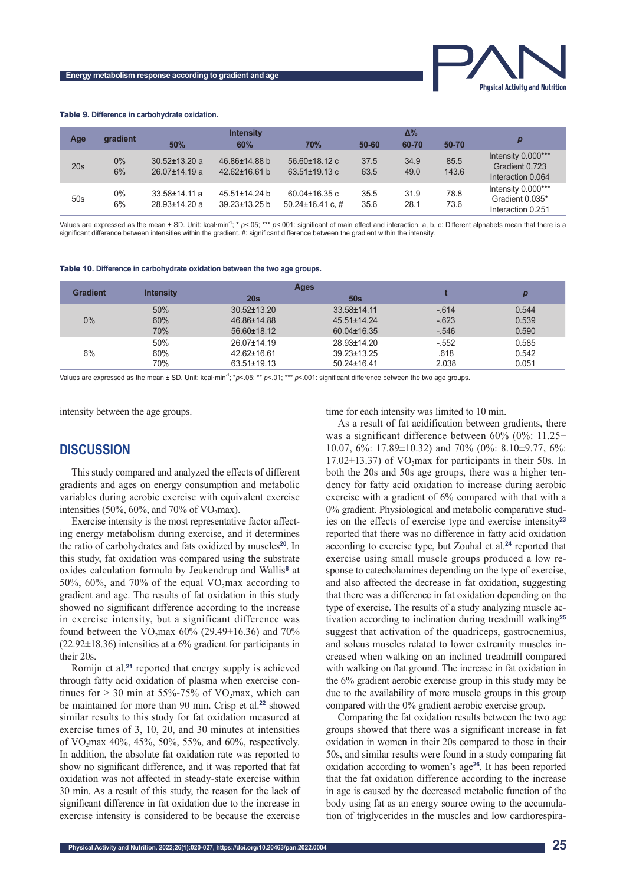**Table 9.** Difference in carbohydrate oxidation.

| Age | gradient | Intensity | | | Δ% | | | p |
|---|---|---|---|---|---|---|---|---|
| | | 50% | 60% | 70% | 50-60 | 60-70 | 50-70 | |
| 20s | 0%<br>6% | 30.52±13.20 a<br>26.07±14.19 a | 46.86±14.88 b<br>42.62±16.61 b | 56.60±18.12 c<br>63.51±19.13 c | 37.5<br>63.5 | 34.9<br>49.0 | 85.5<br>143.6 | Intensity 0.000***<br>Gradient 0.723<br>Interaction 0.064 |
| 50s | 0%<br>6% | 33.58±14.11 a<br>28.93±14.20 a | 45.51±14.24 b<br>39.23±13.25 b | 60.04±16.35 c<br>50.24±16.41 c, # | 35.5<br>35.6 | 31.9<br>28.1 | 78.8<br>73.6 | Intensity 0.000***<br>Gradient 0.035*<br>Interaction 0.251 |

Values are expressed as the mean ± SD. Unit: kcal·min$^{-1}$; * $p$<.05; *** $p$<.001: significant of main effect and interaction, a, b, c: Different alphabets mean that there is a significant difference between intensities within the gradient. #: significant difference between the gradient within the intensity.

**Table 10.** Difference in carbohydrate oxidation between the two age groups.

| Gradient | Intensity | Ages | | t | p |
|---|---|---|---|---|---|
| | | 20s | 50s | | |
| 0% | 50% | 30.52±13.20 | 33.58±14.11 | -.614 | 0.544 |
| | 60% | 46.86±14.88 | 45.51±14.24 | -.623 | 0.539 |
| | 70% | 56.60±18.12 | 60.04±16.35 | -.546 | 0.590 |
| 6% | 50% | 26.07±14.19 | 28.93±14.20 | -.552 | 0.585 |
| | 60% | 42.62±16.61 | 39.23±13.25 | .618 | 0.542 |
| | 70% | 63.51±19.13 | 50.24±16.41 | 2.038 | 0.051 |

Values are expressed as the mean ± SD. Unit: kcal·min$^{-1}$; *$p$<.05; ** $p$<.01; *** $p$<.001: significant difference between the two age groups.

intensity between the age groups.

## DISCUSSION

This study compared and analyzed the effects of different gradients and ages on energy consumption and metabolic variables during aerobic exercise with equivalent exercise intensities (50%, 60%, and 70% of $VO_2$max).

Exercise intensity is the most representative factor affecting energy metabolism during exercise, and it determines the ratio of carbohydrates and fats oxidized by muscles[20]. In this study, fat oxidation was compared using the substrate oxides calculation formula by Jeukendrup and Wallis[8] at 50%, 60%, and 70% of the equal $VO_2$max according to gradient and age. The results of fat oxidation in this study showed no significant difference according to the increase in exercise intensity, but a significant difference was found between the $VO_2$max 60% (29.49±16.36) and 70% (22.92±18.36) intensities at a 6% gradient for participants in their 20s.

Romijn et al.[21] reported that energy supply is achieved through fatty acid oxidation of plasma when exercise continues for > 30 min at 55%-75% of $VO_2$max, which can be maintained for more than 90 min. Crisp et al.[22] showed similar results to this study for fat oxidation measured at exercise times of 3, 10, 20, and 30 minutes at intensities of $VO_2$max 40%, 45%, 50%, 55%, and 60%, respectively. In addition, the absolute fat oxidation rate was reported to show no significant difference, and it was reported that fat oxidation was not affected in steady-state exercise within 30 min. As a result of this study, the reason for the lack of significant difference in fat oxidation due to the increase in exercise intensity is considered to be because the exercise time for each intensity was limited to 10 min.

As a result of fat acidification between gradients, there was a significant difference between 60% (0%: 11.25±10.07, 6%: 17.89±10.32) and 70% (0%: 8.10±9.77, 6%: 17.02±13.37) of $VO_2$max for participants in their 50s. In both the 20s and 50s age groups, there was a higher tendency for fatty acid oxidation to increase during aerobic exercise with a gradient of 6% compared with that with a 0% gradient. Physiological and metabolic comparative studies on the effects of exercise type and exercise intensity[23] reported that there was no difference in fatty acid oxidation according to exercise type, but Zouhal et al.[24] reported that exercise using small muscle groups produced a low response to catecholamines depending on the type of exercise, and also affected the decrease in fat oxidation, suggesting that there was a difference in fat oxidation depending on the type of exercise. The results of a study analyzing muscle activation according to inclination during treadmill walking[25] suggest that activation of the quadriceps, gastrocnemius, and soleus muscles related to lower extremity muscles increased when walking on an inclined treadmill compared with walking on flat ground. The increase in fat oxidation in the 6% gradient aerobic exercise group in this study may be due to the availability of more muscle groups in this group compared with the 0% gradient aerobic exercise group.

Comparing the fat oxidation results between the two age groups showed that there was a significant increase in fat oxidation in women in their 20s compared to those in their 50s, and similar results were found in a study comparing fat oxidation according to women's age[26]. It has been reported that the fat oxidation difference according to the increase in age is caused by the decreased metabolic function of the body using fat as an energy source owing to the accumulation of triglycerides in the muscles and low cardiorespira-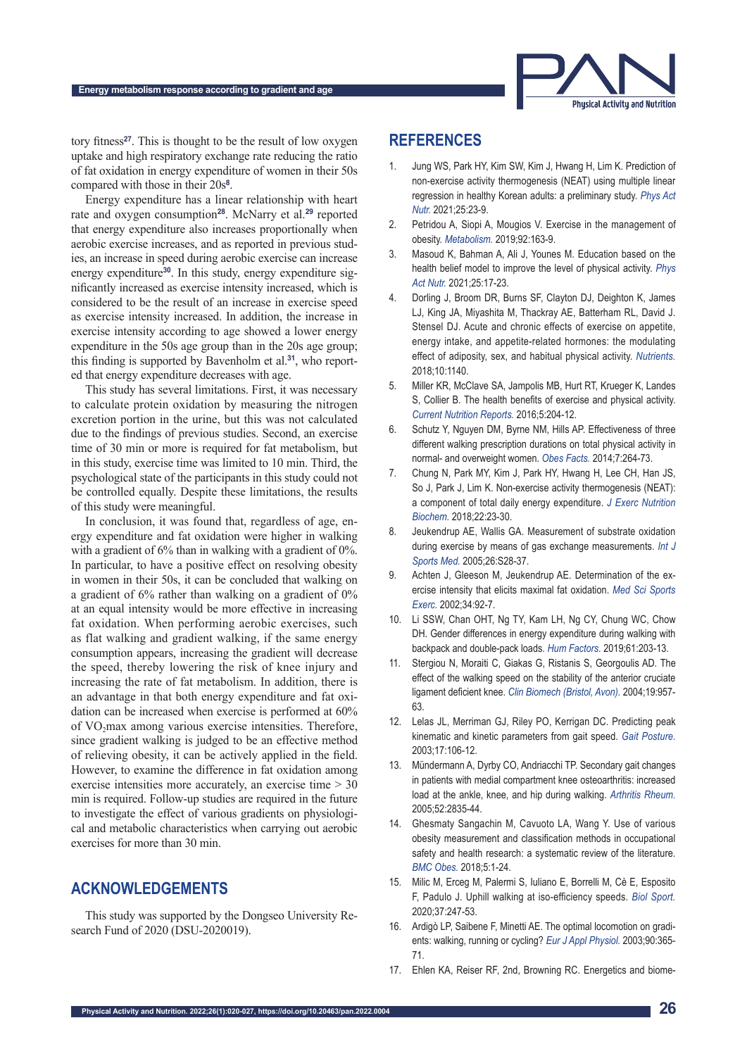tory fitness[27]. This is thought to be the result of low oxygen uptake and high respiratory exchange rate reducing the ratio of fat oxidation in energy expenditure of women in their 50s compared with those in their 20s[8].

Energy expenditure has a linear relationship with heart rate and oxygen consumption[28]. McNarry et al.[29] reported that energy expenditure also increases proportionally when aerobic exercise increases, and as reported in previous studies, an increase in speed during aerobic exercise can increase energy expenditure[30]. In this study, energy expenditure significantly increased as exercise intensity increased, which is considered to be the result of an increase in exercise speed as exercise intensity increased. In addition, the increase in exercise intensity according to age showed a lower energy expenditure in the 50s age group than in the 20s age group; this finding is supported by Bavenholm et al.[31], who reported that energy expenditure decreases with age.

This study has several limitations. First, it was necessary to calculate protein oxidation by measuring the nitrogen excretion portion in the urine, but this was not calculated due to the findings of previous studies. Second, an exercise time of 30 min or more is required for fat metabolism, but in this study, exercise time was limited to 10 min. Third, the psychological state of the participants in this study could not be controlled equally. Despite these limitations, the results of this study were meaningful.

In conclusion, it was found that, regardless of age, energy expenditure and fat oxidation were higher in walking with a gradient of 6% than in walking with a gradient of 0%. In particular, to have a positive effect on resolving obesity in women in their 50s, it can be concluded that walking on a gradient of 6% rather than walking on a gradient of 0% at an equal intensity would be more effective in increasing fat oxidation. When performing aerobic exercises, such as flat walking and gradient walking, if the same energy consumption appears, increasing the gradient will decrease the speed, thereby lowering the risk of knee injury and increasing the rate of fat metabolism. In addition, there is an advantage in that both energy expenditure and fat oxidation can be increased when exercise is performed at 60% of $VO_2$max among various exercise intensities. Therefore, since gradient walking is judged to be an effective method of relieving obesity, it can be actively applied in the field. However, to examine the difference in fat oxidation among exercise intensities more accurately, an exercise time > 30 min is required. Follow-up studies are required in the future to investigate the effect of various gradients on physiological and metabolic characteristics when carrying out aerobic exercises for more than 30 min.

## ACKNOWLEDGEMENTS

This study was supported by the Dongseo University Research Fund of 2020 (DSU-2020019).

## REFERENCES

1. Jung WS, Park HY, Kim SW, Kim J, Hwang H, Lim K. Prediction of non-exercise activity thermogenesis (NEAT) using multiple linear regression in healthy Korean adults: a preliminary study. *Phys Act Nutr.* 2021;25:23-9.
2. Petridou A, Siopi A, Mougios V. Exercise in the management of obesity. *Metabolism.* 2019;92:163-9.
3. Masoud K, Bahman A, Ali J, Younes M. Education based on the health belief model to improve the level of physical activity. *Phys Act Nutr.* 2021;25:17-23.
4. Dorling J, Broom DR, Burns SF, Clayton DJ, Deighton K, James LJ, King JA, Miyashita M, Thackray AE, Batterham RL, David J. Stensel DJ. Acute and chronic effects of exercise on appetite, energy intake, and appetite-related hormones: the modulating effect of adiposity, sex, and habitual physical activity. *Nutrients.* 2018;10:1140.
5. Miller KR, McClave SA, Jampolis MB, Hurt RT, Krueger K, Landes S, Collier B. The health benefits of exercise and physical activity. *Current Nutrition Reports.* 2016;5:204-12.
6. Schutz Y, Nguyen DM, Byrne NM, Hills AP. Effectiveness of three different walking prescription durations on total physical activity in normal- and overweight women. *Obes Facts.* 2014;7:264-73.
7. Chung N, Park MY, Kim J, Park HY, Hwang H, Lee CH, Han JS, So J, Park J, Lim K. Non-exercise activity thermogenesis (NEAT): a component of total daily energy expenditure. *J Exerc Nutrition Biochem.* 2018;22:23-30.
8. Jeukendrup AE, Wallis GA. Measurement of substrate oxidation during exercise by means of gas exchange measurements. *Int J Sports Med.* 2005;26:S28-37.
9. Achten J, Gleeson M, Jeukendrup AE. Determination of the exercise intensity that elicits maximal fat oxidation. *Med Sci Sports Exerc.* 2002;34:92-7.
10. Li SSW, Chan OHT, Ng TY, Kam LH, Ng CY, Chung WC, Chow DH. Gender differences in energy expenditure during walking with backpack and double-pack loads. *Hum Factors.* 2019;61:203-13.
11. Stergiou N, Moraiti C, Giakas G, Ristanis S, Georgoulis AD. The effect of the walking speed on the stability of the anterior cruciate ligament deficient knee. *Clin Biomech (Bristol, Avon).* 2004;19:957-63.
12. Lelas JL, Merriman GJ, Riley PO, Kerrigan DC. Predicting peak kinematic and kinetic parameters from gait speed. *Gait Posture.* 2003;17:106-12.
13. Mündermann A, Dyrby CO, Andriacchi TP. Secondary gait changes in patients with medial compartment knee osteoarthritis: increased load at the ankle, knee, and hip during walking. *Arthritis Rheum.* 2005;52:2835-44.
14. Ghesmaty Sangachin M, Cavuoto LA, Wang Y. Use of various obesity measurement and classification methods in occupational safety and health research: a systematic review of the literature. *BMC Obes.* 2018;5:1-24.
15. Milic M, Erceg M, Palermi S, Iuliano E, Borrelli M, Cè E, Esposito F, Padulo J. Uphill walking at iso-efficiency speeds. *Biol Sport.* 2020;37:247-53.
16. Ardigò LP, Saibene F, Minetti AE. The optimal locomotion on gradients: walking, running or cycling? *Eur J Appl Physiol.* 2003;90:365-71.
17. Ehlen KA, Reiser RF, 2nd, Browning RC. Energetics and biome-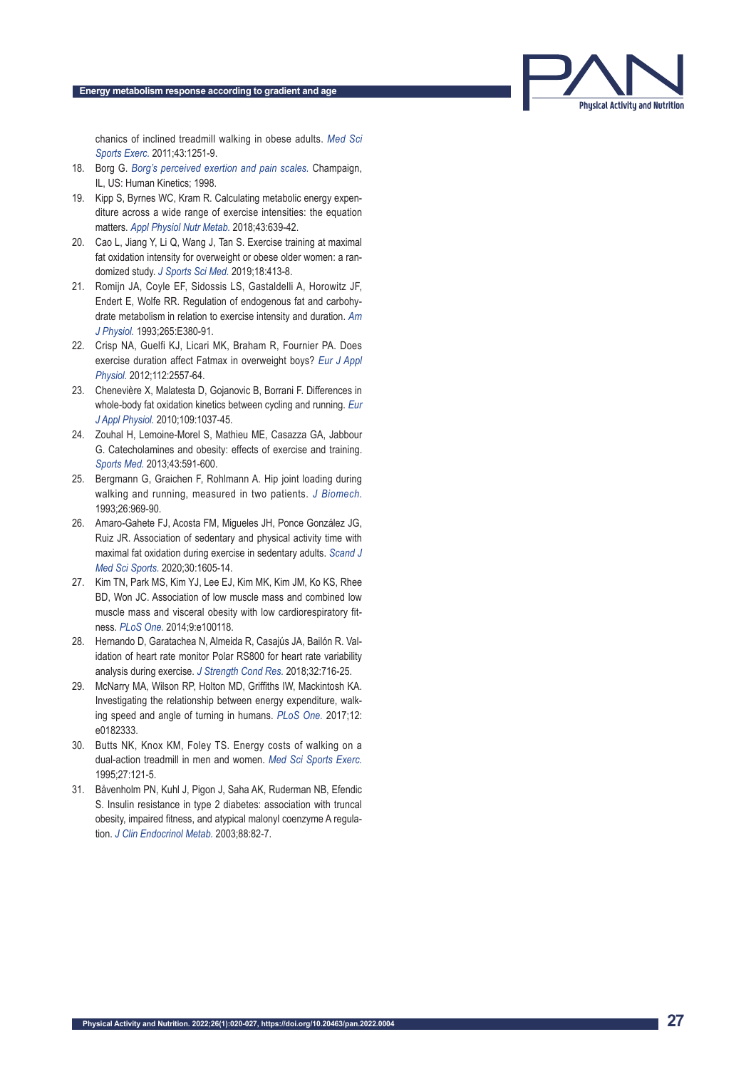chanics of inclined treadmill walking in obese adults. *Med Sci Sports Exerc.* 2011;43:1251-9.

18. Borg G. *Borg's perceived exertion and pain scales.* Champaign, IL, US: Human Kinetics; 1998.
19. Kipp S, Byrnes WC, Kram R. Calculating metabolic energy expenditure across a wide range of exercise intensities: the equation matters. *Appl Physiol Nutr Metab.* 2018;43:639-42.
20. Cao L, Jiang Y, Li Q, Wang J, Tan S. Exercise training at maximal fat oxidation intensity for overweight or obese older women: a randomized study. *J Sports Sci Med.* 2019;18:413-8.
21. Romijn JA, Coyle EF, Sidossis LS, Gastaldelli A, Horowitz JF, Endert E, Wolfe RR. Regulation of endogenous fat and carbohydrate metabolism in relation to exercise intensity and duration. *Am J Physiol.* 1993;265:E380-91.
22. Crisp NA, Guelfi KJ, Licari MK, Braham R, Fournier PA. Does exercise duration affect Fatmax in overweight boys? *Eur J Appl Physiol.* 2012;112:2557-64.
23. Chenevière X, Malatesta D, Gojanovic B, Borrani F. Differences in whole-body fat oxidation kinetics between cycling and running. *Eur J Appl Physiol.* 2010;109:1037-45.
24. Zouhal H, Lemoine-Morel S, Mathieu ME, Casazza GA, Jabbour G. Catecholamines and obesity: effects of exercise and training. *Sports Med.* 2013;43:591-600.
25. Bergmann G, Graichen F, Rohlmann A. Hip joint loading during walking and running, measured in two patients. *J Biomech.* 1993;26:969-90.
26. Amaro-Gahete FJ, Acosta FM, Migueles JH, Ponce González JG, Ruiz JR. Association of sedentary and physical activity time with maximal fat oxidation during exercise in sedentary adults. *Scand J Med Sci Sports.* 2020;30:1605-14.
27. Kim TN, Park MS, Kim YJ, Lee EJ, Kim MK, Kim JM, Ko KS, Rhee BD, Won JC. Association of low muscle mass and combined low muscle mass and visceral obesity with low cardiorespiratory fitness. *PLoS One.* 2014;9:e100118.
28. Hernando D, Garatachea N, Almeida R, Casajús JA, Bailón R. Validation of heart rate monitor Polar RS800 for heart rate variability analysis during exercise. *J Strength Cond Res.* 2018;32:716-25.
29. McNarry MA, Wilson RP, Holton MD, Griffiths IW, Mackintosh KA. Investigating the relationship between energy expenditure, walking speed and angle of turning in humans. *PLoS One.* 2017;12:e0182333.
30. Butts NK, Knox KM, Foley TS. Energy costs of walking on a dual-action treadmill in men and women. *Med Sci Sports Exerc.* 1995;27:121-5.
31. Båvenholm PN, Kuhl J, Pigon J, Saha AK, Ruderman NB, Efendic S. Insulin resistance in type 2 diabetes: association with truncal obesity, impaired fitness, and atypical malonyl coenzyme A regulation. *J Clin Endocrinol Metab.* 2003;88:82-7.